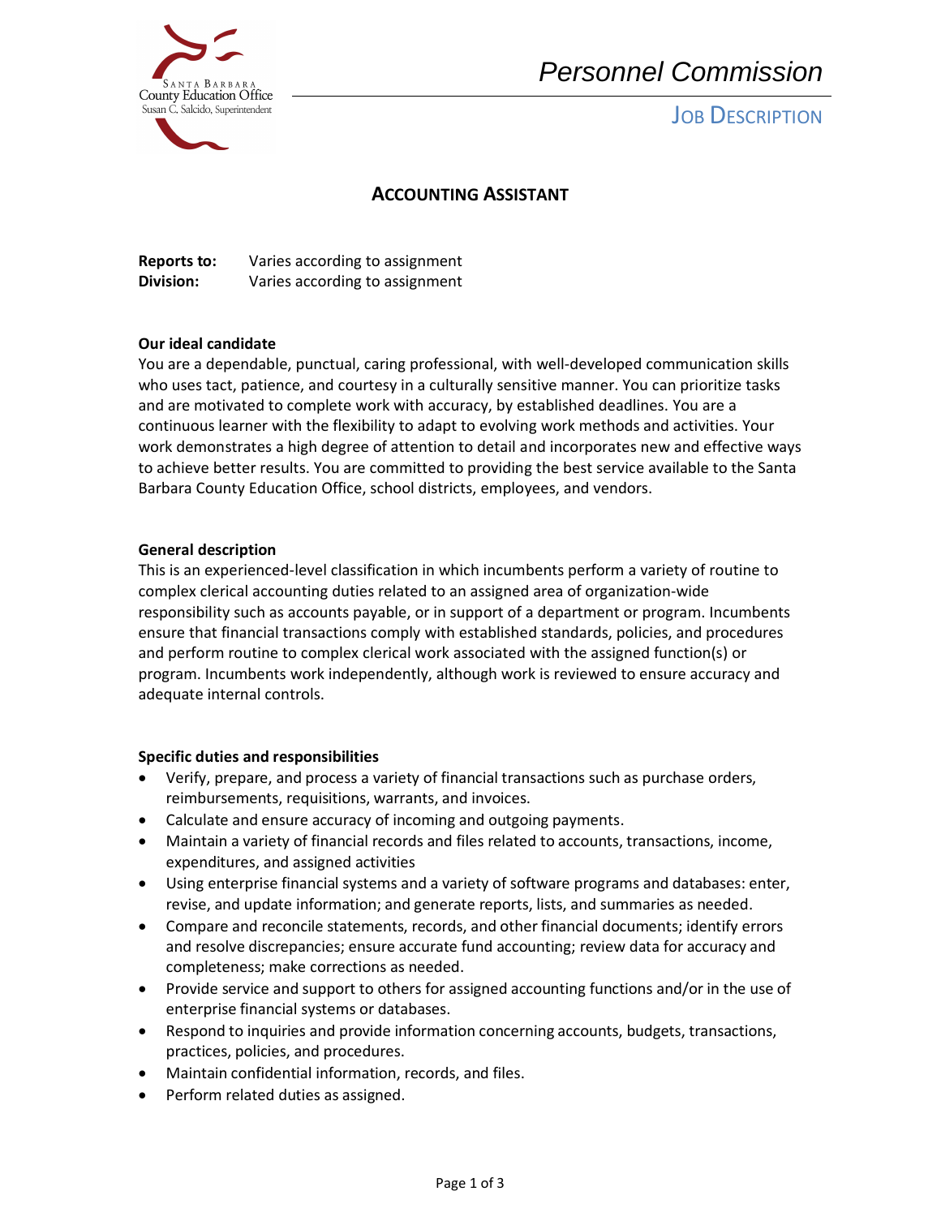Santa Barbara County Education Office
Susan C. Salcido, Superintendent

*Personnel Commission*

JOB DESCRIPTION

# ACCOUNTING ASSISTANT

**Reports to:** Varies according to assignment
**Division:** Varies according to assignment

**Our ideal candidate**

You are a dependable, punctual, caring professional, with well-developed communication skills who uses tact, patience, and courtesy in a culturally sensitive manner. You can prioritize tasks and are motivated to complete work with accuracy, by established deadlines. You are a continuous learner with the flexibility to adapt to evolving work methods and activities. Your work demonstrates a high degree of attention to detail and incorporates new and effective ways to achieve better results. You are committed to providing the best service available to the Santa Barbara County Education Office, school districts, employees, and vendors.

**General description**

This is an experienced-level classification in which incumbents perform a variety of routine to complex clerical accounting duties related to an assigned area of organization-wide responsibility such as accounts payable, or in support of a department or program. Incumbents ensure that financial transactions comply with established standards, policies, and procedures and perform routine to complex clerical work associated with the assigned function(s) or program. Incumbents work independently, although work is reviewed to ensure accuracy and adequate internal controls.

**Specific duties and responsibilities**

- Verify, prepare, and process a variety of financial transactions such as purchase orders, reimbursements, requisitions, warrants, and invoices.
- Calculate and ensure accuracy of incoming and outgoing payments.
- Maintain a variety of financial records and files related to accounts, transactions, income, expenditures, and assigned activities
- Using enterprise financial systems and a variety of software programs and databases: enter, revise, and update information; and generate reports, lists, and summaries as needed.
- Compare and reconcile statements, records, and other financial documents; identify errors and resolve discrepancies; ensure accurate fund accounting; review data for accuracy and completeness; make corrections as needed.
- Provide service and support to others for assigned accounting functions and/or in the use of enterprise financial systems or databases.
- Respond to inquiries and provide information concerning accounts, budgets, transactions, practices, policies, and procedures.
- Maintain confidential information, records, and files.
- Perform related duties as assigned.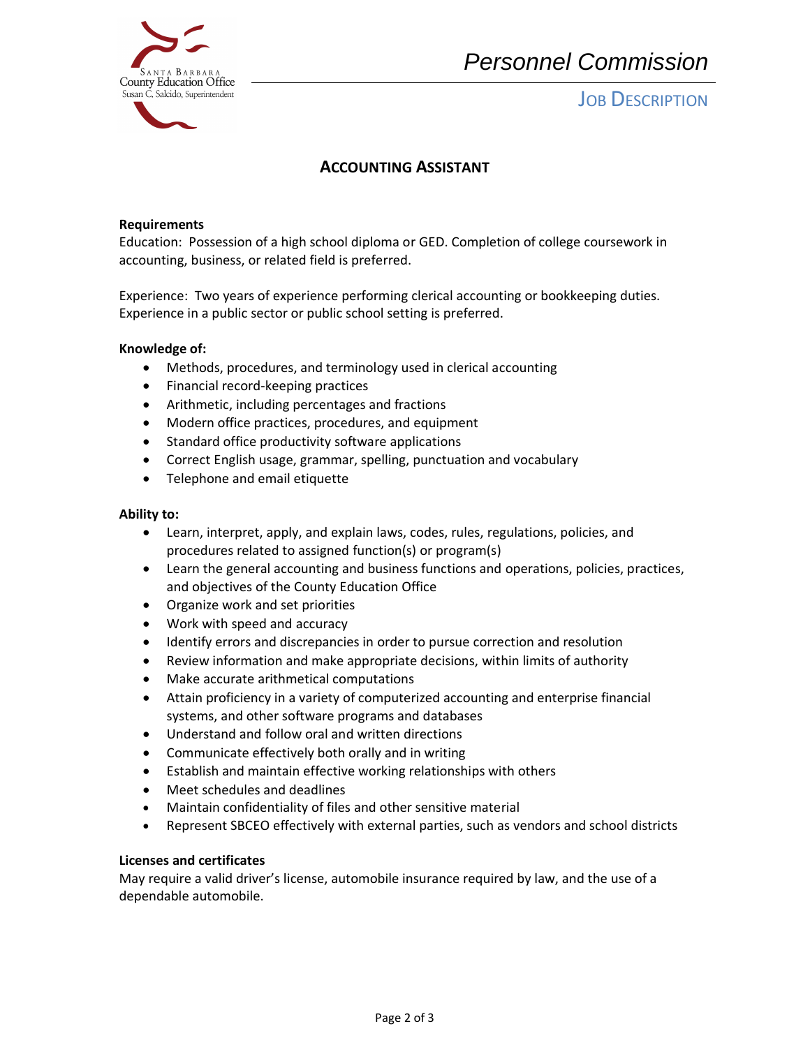## ACCOUNTING ASSISTANT

**Requirements**

Education: Possession of a high school diploma or GED. Completion of college coursework in accounting, business, or related field is preferred.

Experience: Two years of experience performing clerical accounting or bookkeeping duties. Experience in a public sector or public school setting is preferred.

**Knowledge of:**

- Methods, procedures, and terminology used in clerical accounting
- Financial record-keeping practices
- Arithmetic, including percentages and fractions
- Modern office practices, procedures, and equipment
- Standard office productivity software applications
- Correct English usage, grammar, spelling, punctuation and vocabulary
- Telephone and email etiquette

**Ability to:**

- Learn, interpret, apply, and explain laws, codes, rules, regulations, policies, and procedures related to assigned function(s) or program(s)
- Learn the general accounting and business functions and operations, policies, practices, and objectives of the County Education Office
- Organize work and set priorities
- Work with speed and accuracy
- Identify errors and discrepancies in order to pursue correction and resolution
- Review information and make appropriate decisions, within limits of authority
- Make accurate arithmetical computations
- Attain proficiency in a variety of computerized accounting and enterprise financial systems, and other software programs and databases
- Understand and follow oral and written directions
- Communicate effectively both orally and in writing
- Establish and maintain effective working relationships with others
- Meet schedules and deadlines
- Maintain confidentiality of files and other sensitive material
- Represent SBCEO effectively with external parties, such as vendors and school districts

**Licenses and certificates**

May require a valid driver's license, automobile insurance required by law, and the use of a dependable automobile.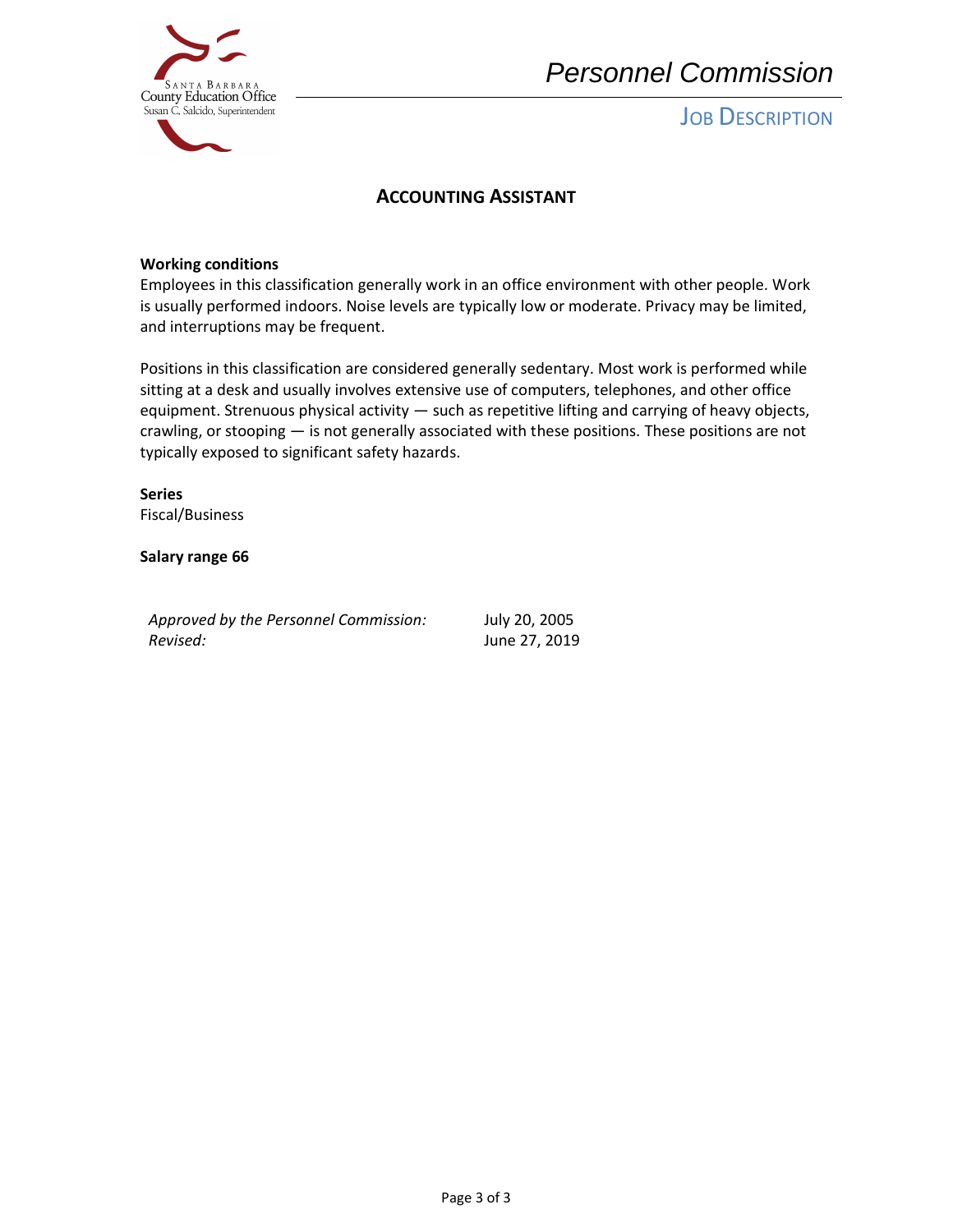# ACCOUNTING ASSISTANT

**Working conditions**
Employees in this classification generally work in an office environment with other people. Work is usually performed indoors. Noise levels are typically low or moderate. Privacy may be limited, and interruptions may be frequent.

Positions in this classification are considered generally sedentary. Most work is performed while sitting at a desk and usually involves extensive use of computers, telephones, and other office equipment. Strenuous physical activity — such as repetitive lifting and carrying of heavy objects, crawling, or stooping — is not generally associated with these positions. These positions are not typically exposed to significant safety hazards.

**Series**
Fiscal/Business

**Salary range 66**

| | |
|---|---|
| *Approved by the Personnel Commission:* | July 20, 2005 |
| *Revised:* | June 27, 2019 |